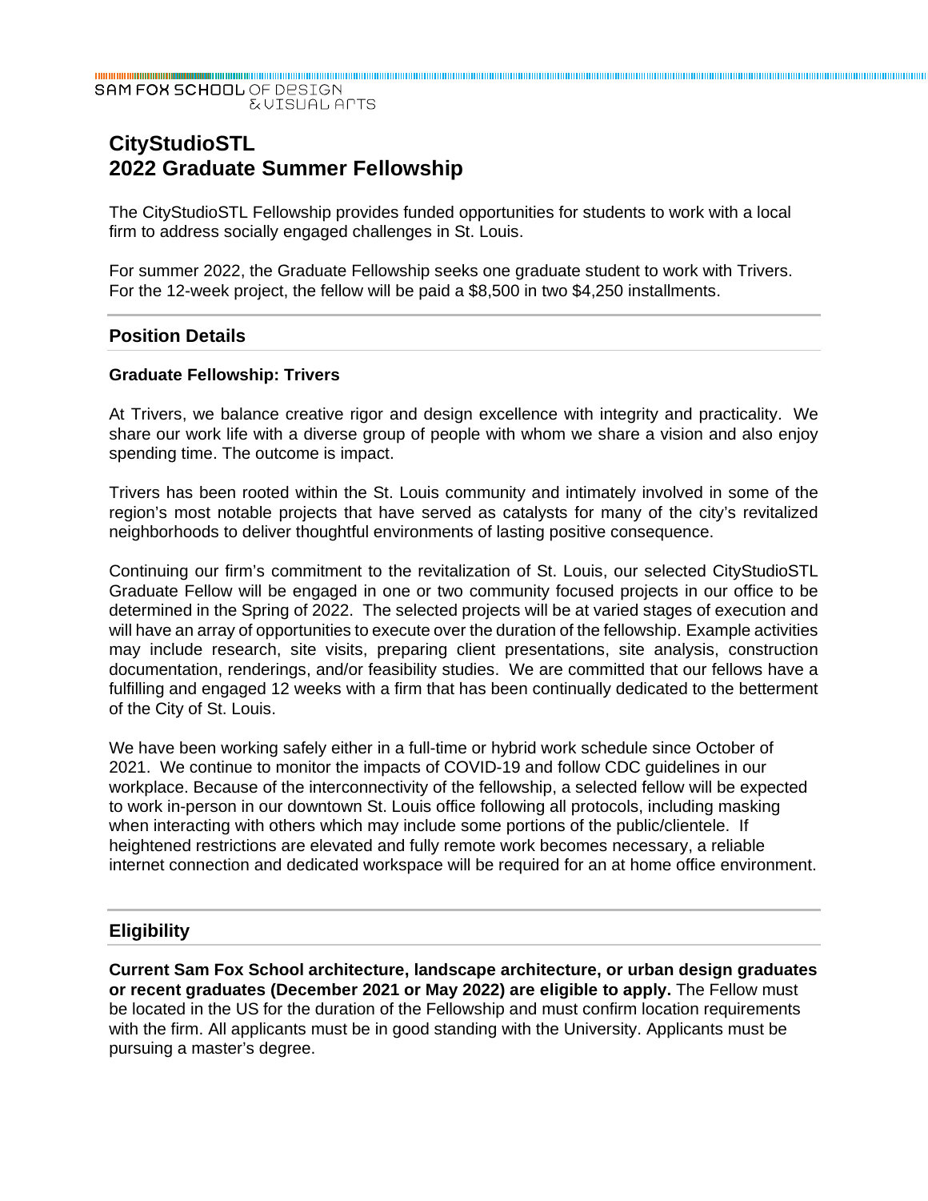SAM FOX SCHOOL OF DESIGN & VISUAL ARTS

# CityStudioSTL
# 2022 Graduate Summer Fellowship

The CityStudioSTL Fellowship provides funded opportunities for students to work with a local firm to address socially engaged challenges in St. Louis.

For summer 2022, the Graduate Fellowship seeks one graduate student to work with Trivers. For the 12-week project, the fellow will be paid a $8,500 in two $4,250 installments.

## Position Details

### Graduate Fellowship: Trivers

At Trivers, we balance creative rigor and design excellence with integrity and practicality. We share our work life with a diverse group of people with whom we share a vision and also enjoy spending time. The outcome is impact.

Trivers has been rooted within the St. Louis community and intimately involved in some of the region's most notable projects that have served as catalysts for many of the city's revitalized neighborhoods to deliver thoughtful environments of lasting positive consequence.

Continuing our firm's commitment to the revitalization of St. Louis, our selected CityStudioSTL Graduate Fellow will be engaged in one or two community focused projects in our office to be determined in the Spring of 2022. The selected projects will be at varied stages of execution and will have an array of opportunities to execute over the duration of the fellowship. Example activities may include research, site visits, preparing client presentations, site analysis, construction documentation, renderings, and/or feasibility studies. We are committed that our fellows have a fulfilling and engaged 12 weeks with a firm that has been continually dedicated to the betterment of the City of St. Louis.

We have been working safely either in a full-time or hybrid work schedule since October of 2021. We continue to monitor the impacts of COVID-19 and follow CDC guidelines in our workplace. Because of the interconnectivity of the fellowship, a selected fellow will be expected to work in-person in our downtown St. Louis office following all protocols, including masking when interacting with others which may include some portions of the public/clientele. If heightened restrictions are elevated and fully remote work becomes necessary, a reliable internet connection and dedicated workspace will be required for an at home office environment.

## Eligibility

**Current Sam Fox School architecture, landscape architecture, or urban design graduates or recent graduates (December 2021 or May 2022) are eligible to apply.** The Fellow must be located in the US for the duration of the Fellowship and must confirm location requirements with the firm. All applicants must be in good standing with the University. Applicants must be pursuing a master's degree.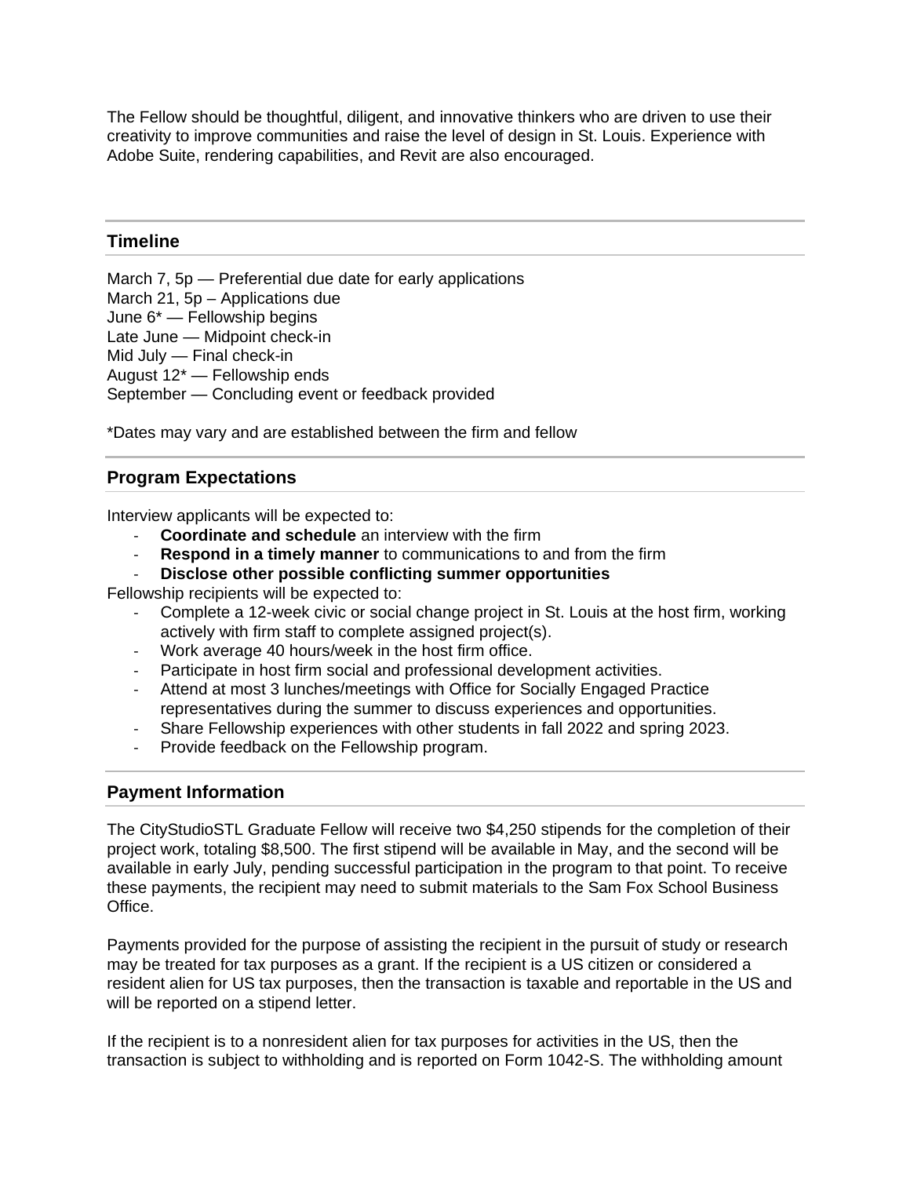The Fellow should be thoughtful, diligent, and innovative thinkers who are driven to use their creativity to improve communities and raise the level of design in St. Louis. Experience with Adobe Suite, rendering capabilities, and Revit are also encouraged.

## Timeline

March 7, 5p — Preferential due date for early applications
March 21, 5p – Applications due
June 6* — Fellowship begins
Late June — Midpoint check-in
Mid July — Final check-in
August 12* — Fellowship ends
September — Concluding event or feedback provided

*Dates may vary and are established between the firm and fellow

## Program Expectations

Interview applicants will be expected to:

- **Coordinate and schedule** an interview with the firm
- **Respond in a timely manner** to communications to and from the firm
- **Disclose other possible conflicting summer opportunities**

Fellowship recipients will be expected to:

- Complete a 12-week civic or social change project in St. Louis at the host firm, working actively with firm staff to complete assigned project(s).
- Work average 40 hours/week in the host firm office.
- Participate in host firm social and professional development activities.
- Attend at most 3 lunches/meetings with Office for Socially Engaged Practice representatives during the summer to discuss experiences and opportunities.
- Share Fellowship experiences with other students in fall 2022 and spring 2023.
- Provide feedback on the Fellowship program.

## Payment Information

The CityStudioSTL Graduate Fellow will receive two $4,250 stipends for the completion of their project work, totaling $8,500. The first stipend will be available in May, and the second will be available in early July, pending successful participation in the program to that point. To receive these payments, the recipient may need to submit materials to the Sam Fox School Business Office.

Payments provided for the purpose of assisting the recipient in the pursuit of study or research may be treated for tax purposes as a grant. If the recipient is a US citizen or considered a resident alien for US tax purposes, then the transaction is taxable and reportable in the US and will be reported on a stipend letter.

If the recipient is to a nonresident alien for tax purposes for activities in the US, then the transaction is subject to withholding and is reported on Form 1042-S. The withholding amount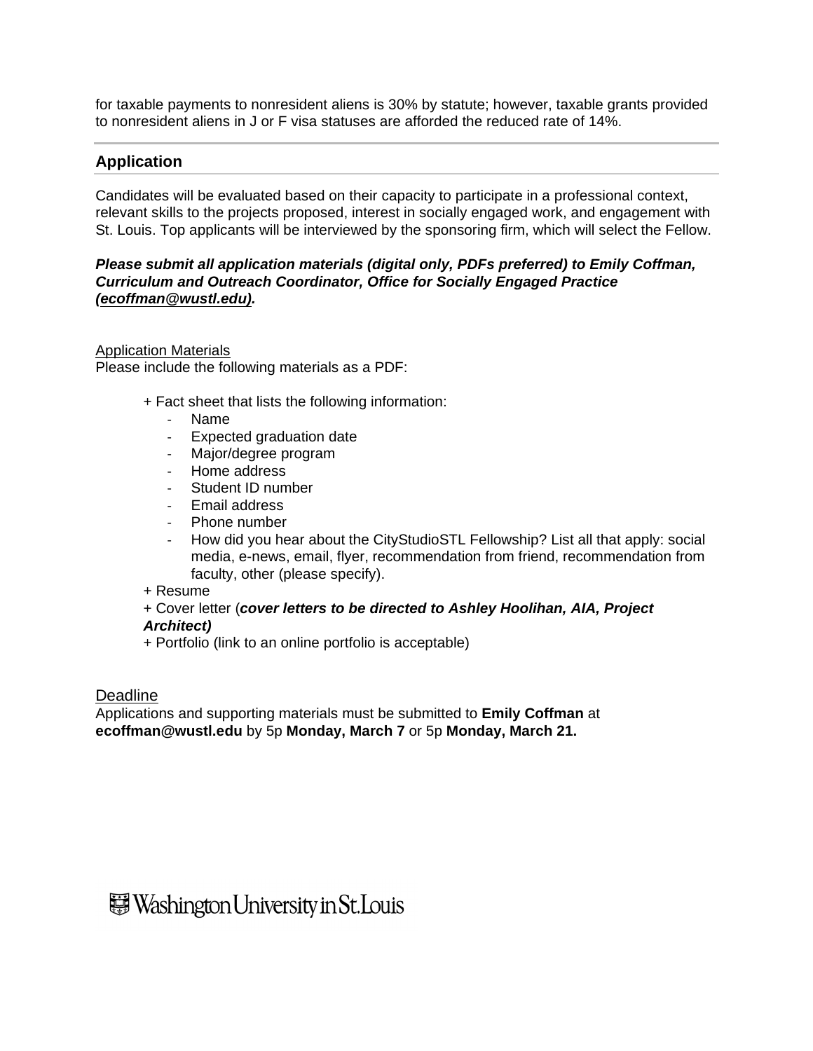for taxable payments to nonresident aliens is 30% by statute; however, taxable grants provided to nonresident aliens in J or F visa statuses are afforded the reduced rate of 14%.

## Application

Candidates will be evaluated based on their capacity to participate in a professional context, relevant skills to the projects proposed, interest in socially engaged work, and engagement with St. Louis. Top applicants will be interviewed by the sponsoring firm, which will select the Fellow.

***Please submit all application materials (digital only, PDFs preferred) to Emily Coffman, Curriculum and Outreach Coordinator, Office for Socially Engaged Practice (ecoffman@wustl.edu).***

Application Materials
Please include the following materials as a PDF:

+ Fact sheet that lists the following information:
  - Name
  - Expected graduation date
  - Major/degree program
  - Home address
  - Student ID number
  - Email address
  - Phone number
  - How did you hear about the CityStudioSTL Fellowship? List all that apply: social media, e-news, email, flyer, recommendation from friend, recommendation from faculty, other (please specify).
+ Resume
+ Cover letter (***cover letters to be directed to Ashley Hoolihan, AIA, Project Architect)***
+ Portfolio (link to an online portfolio is acceptable)

Deadline
Applications and supporting materials must be submitted to **Emily Coffman** at **ecoffman@wustl.edu** by 5p **Monday, March 7** or 5p **Monday, March 21.**

Washington University in St. Louis